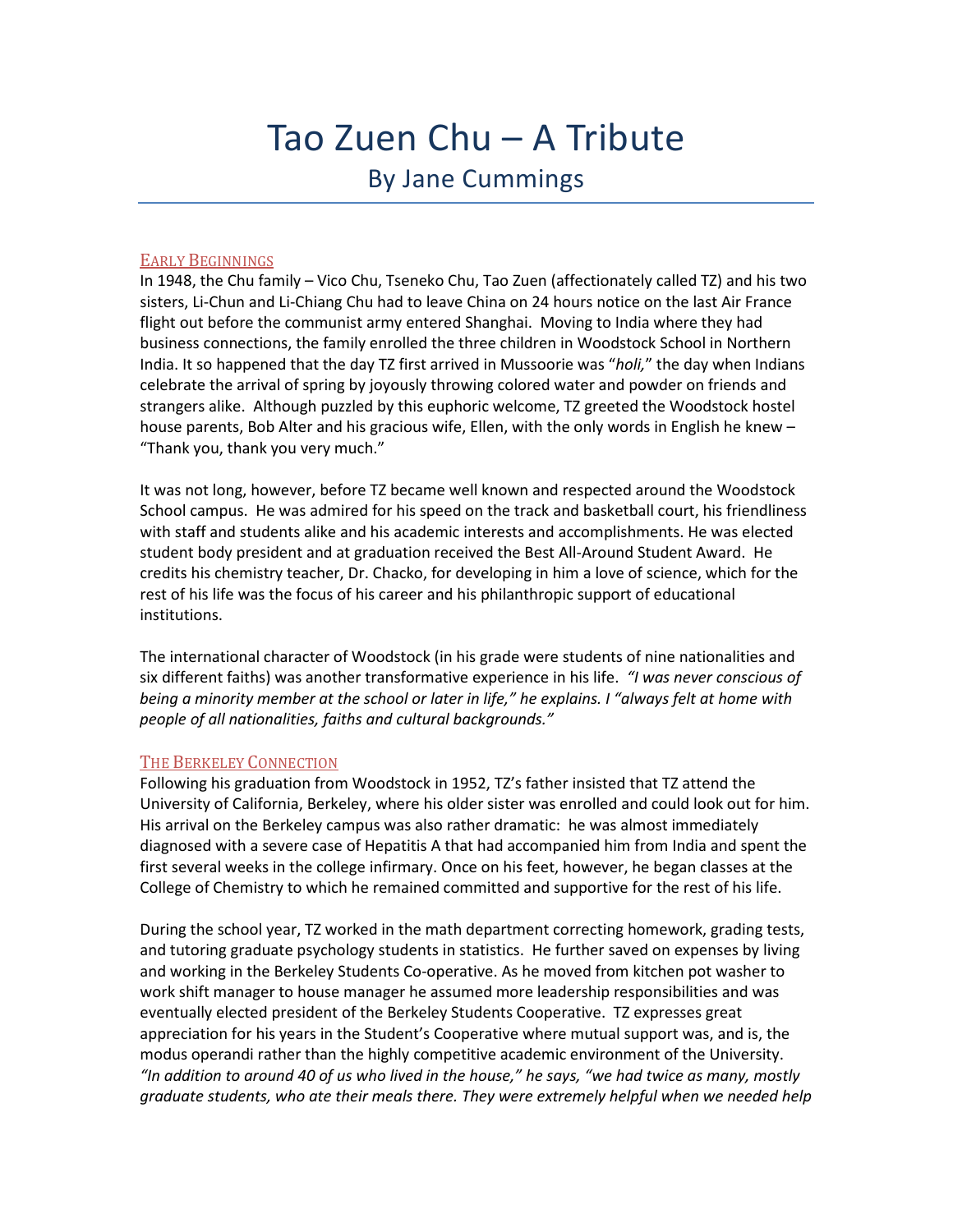# Tao Zuen Chu – A Tribute

## By Jane Cummings

### Early Beginnings

In 1948, the Chu family – Vico Chu, Tseneko Chu, Tao Zuen (affectionately called TZ) and his two sisters, Li-Chun and Li-Chiang Chu had to leave China on 24 hours notice on the last Air France flight out before the communist army entered Shanghai. Moving to India where they had business connections, the family enrolled the three children in Woodstock School in Northern India. It so happened that the day TZ first arrived in Mussoorie was "*holi,*" the day when Indians celebrate the arrival of spring by joyously throwing colored water and powder on friends and strangers alike. Although puzzled by this euphoric welcome, TZ greeted the Woodstock hostel house parents, Bob Alter and his gracious wife, Ellen, with the only words in English he knew – "Thank you, thank you very much."

It was not long, however, before TZ became well known and respected around the Woodstock School campus. He was admired for his speed on the track and basketball court, his friendliness with staff and students alike and his academic interests and accomplishments. He was elected student body president and at graduation received the Best All-Around Student Award. He credits his chemistry teacher, Dr. Chacko, for developing in him a love of science, which for the rest of his life was the focus of his career and his philanthropic support of educational institutions.

The international character of Woodstock (in his grade were students of nine nationalities and six different faiths) was another transformative experience in his life. *"I was never conscious of being a minority member at the school or later in life," he explains. I "always felt at home with people of all nationalities, faiths and cultural backgrounds."*

### The Berkeley Connection

Following his graduation from Woodstock in 1952, TZ's father insisted that TZ attend the University of California, Berkeley, where his older sister was enrolled and could look out for him. His arrival on the Berkeley campus was also rather dramatic: he was almost immediately diagnosed with a severe case of Hepatitis A that had accompanied him from India and spent the first several weeks in the college infirmary. Once on his feet, however, he began classes at the College of Chemistry to which he remained committed and supportive for the rest of his life.

During the school year, TZ worked in the math department correcting homework, grading tests, and tutoring graduate psychology students in statistics. He further saved on expenses by living and working in the Berkeley Students Co-operative. As he moved from kitchen pot washer to work shift manager to house manager he assumed more leadership responsibilities and was eventually elected president of the Berkeley Students Cooperative. TZ expresses great appreciation for his years in the Student's Cooperative where mutual support was, and is, the modus operandi rather than the highly competitive academic environment of the University. *"In addition to around 40 of us who lived in the house," he says, "we had twice as many, mostly graduate students, who ate their meals there. They were extremely helpful when we needed help*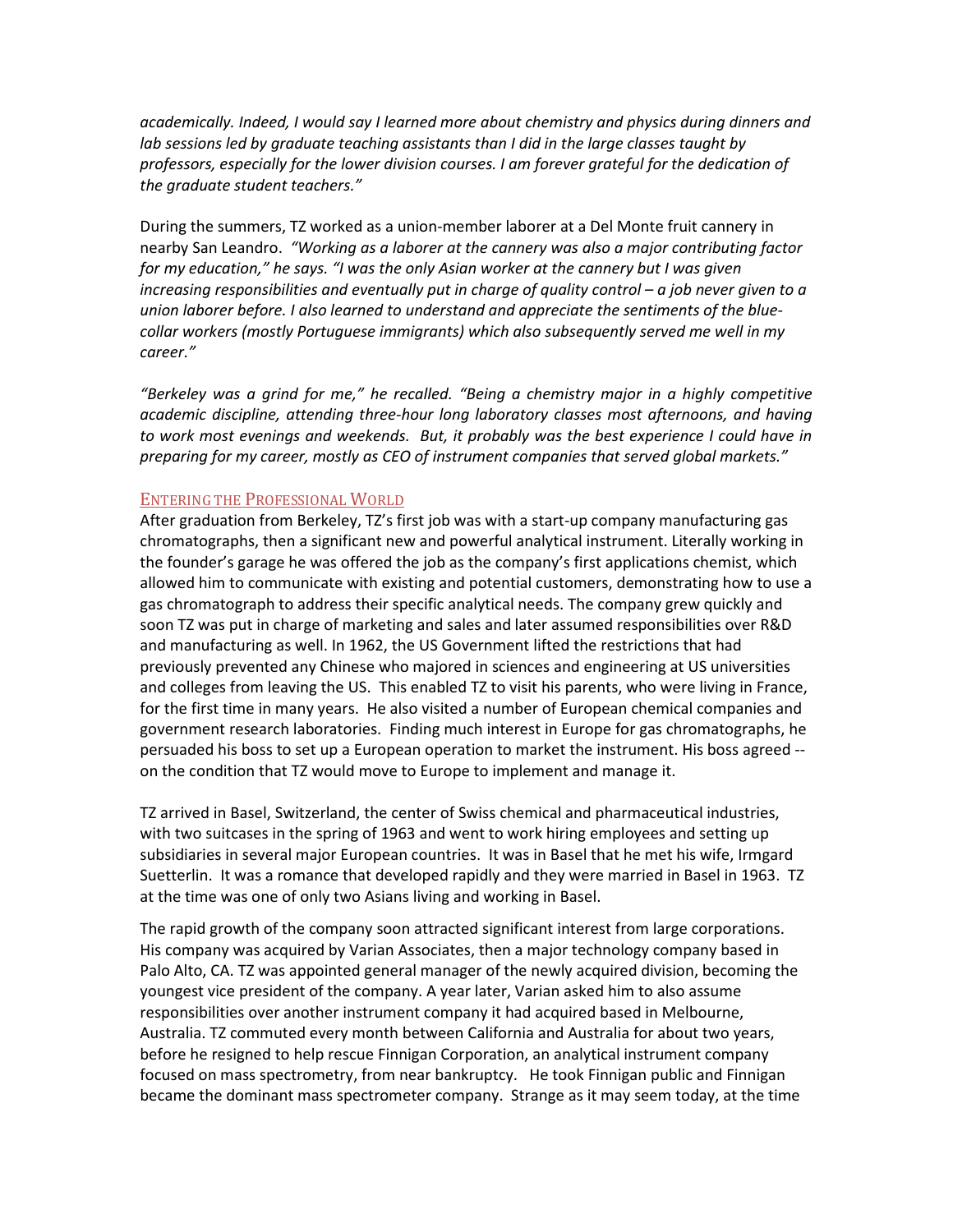*academically. Indeed, I would say I learned more about chemistry and physics during dinners and lab sessions led by graduate teaching assistants than I did in the large classes taught by professors, especially for the lower division courses. I am forever grateful for the dedication of the graduate student teachers."*

During the summers, TZ worked as a union-member laborer at a Del Monte fruit cannery in nearby San Leandro. *"Working as a laborer at the cannery was also a major contributing factor for my education,"* he says. *"I was the only Asian worker at the cannery but I was given increasing responsibilities and eventually put in charge of quality control – a job never given to a union laborer before. I also learned to understand and appreciate the sentiments of the blue-collar workers (mostly Portuguese immigrants) which also subsequently served me well in my career."*

*"Berkeley was a grind for me,"* he recalled. *"Being a chemistry major in a highly competitive academic discipline, attending three-hour long laboratory classes most afternoons, and having to work most evenings and weekends. But, it probably was the best experience I could have in preparing for my career, mostly as CEO of instrument companies that served global markets."*

## Entering the Professional World

After graduation from Berkeley, TZ's first job was with a start-up company manufacturing gas chromatographs, then a significant new and powerful analytical instrument. Literally working in the founder's garage he was offered the job as the company's first applications chemist, which allowed him to communicate with existing and potential customers, demonstrating how to use a gas chromatograph to address their specific analytical needs. The company grew quickly and soon TZ was put in charge of marketing and sales and later assumed responsibilities over R&D and manufacturing as well. In 1962, the US Government lifted the restrictions that had previously prevented any Chinese who majored in sciences and engineering at US universities and colleges from leaving the US. This enabled TZ to visit his parents, who were living in France, for the first time in many years. He also visited a number of European chemical companies and government research laboratories. Finding much interest in Europe for gas chromatographs, he persuaded his boss to set up a European operation to market the instrument. His boss agreed -- on the condition that TZ would move to Europe to implement and manage it.

TZ arrived in Basel, Switzerland, the center of Swiss chemical and pharmaceutical industries, with two suitcases in the spring of 1963 and went to work hiring employees and setting up subsidiaries in several major European countries. It was in Basel that he met his wife, Irmgard Suetterlin. It was a romance that developed rapidly and they were married in Basel in 1963. TZ at the time was one of only two Asians living and working in Basel.

The rapid growth of the company soon attracted significant interest from large corporations. His company was acquired by Varian Associates, then a major technology company based in Palo Alto, CA. TZ was appointed general manager of the newly acquired division, becoming the youngest vice president of the company. A year later, Varian asked him to also assume responsibilities over another instrument company it had acquired based in Melbourne, Australia. TZ commuted every month between California and Australia for about two years, before he resigned to help rescue Finnigan Corporation, an analytical instrument company focused on mass spectrometry, from near bankruptcy. He took Finnigan public and Finnigan became the dominant mass spectrometer company. Strange as it may seem today, at the time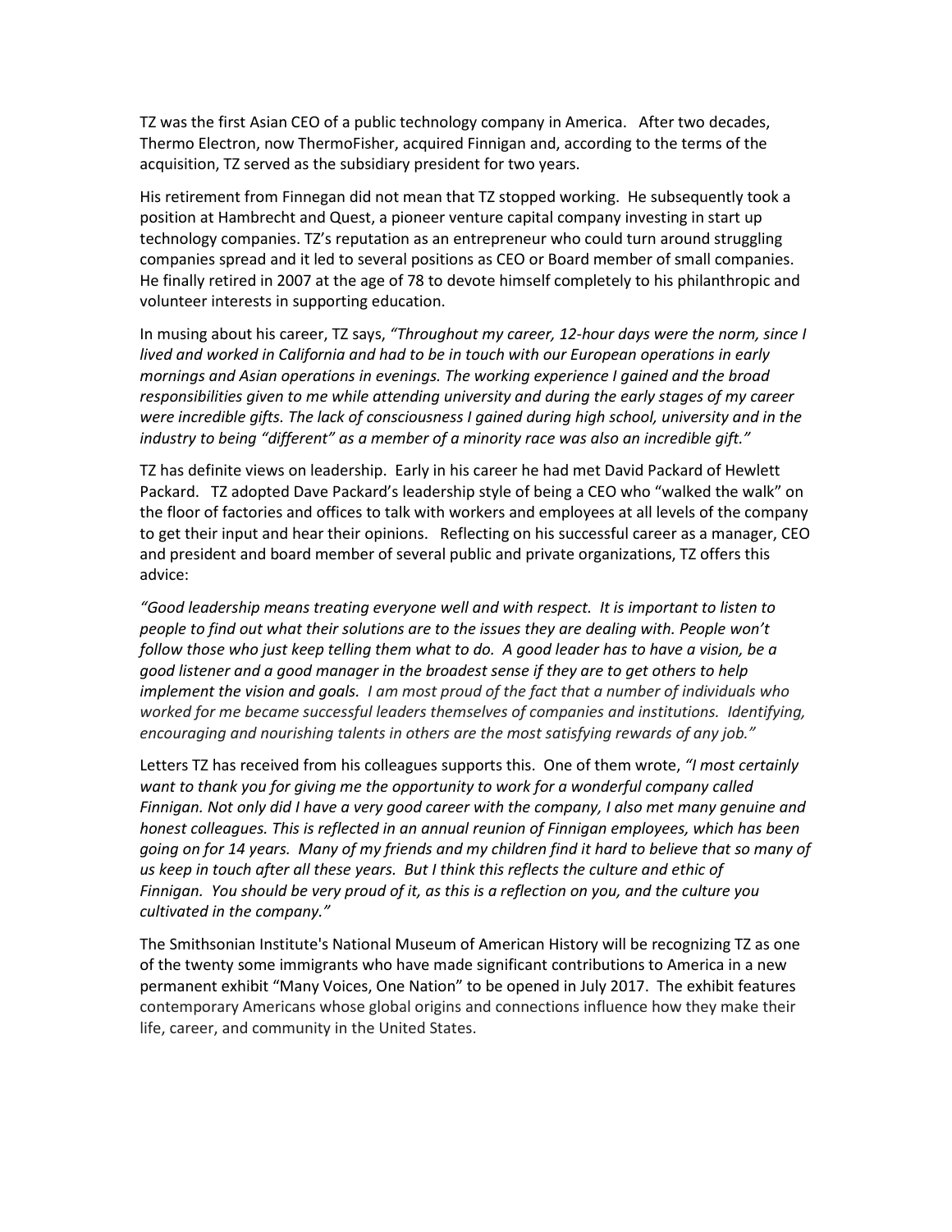TZ was the first Asian CEO of a public technology company in America. After two decades, Thermo Electron, now ThermoFisher, acquired Finnigan and, according to the terms of the acquisition, TZ served as the subsidiary president for two years.

His retirement from Finnegan did not mean that TZ stopped working. He subsequently took a position at Hambrecht and Quest, a pioneer venture capital company investing in start up technology companies. TZ's reputation as an entrepreneur who could turn around struggling companies spread and it led to several positions as CEO or Board member of small companies. He finally retired in 2007 at the age of 78 to devote himself completely to his philanthropic and volunteer interests in supporting education.

In musing about his career, TZ says, *"Throughout my career, 12-hour days were the norm, since I lived and worked in California and had to be in touch with our European operations in early mornings and Asian operations in evenings. The working experience I gained and the broad responsibilities given to me while attending university and during the early stages of my career were incredible gifts. The lack of consciousness I gained during high school, university and in the industry to being "different" as a member of a minority race was also an incredible gift."*

TZ has definite views on leadership. Early in his career he had met David Packard of Hewlett Packard. TZ adopted Dave Packard's leadership style of being a CEO who "walked the walk" on the floor of factories and offices to talk with workers and employees at all levels of the company to get their input and hear their opinions. Reflecting on his successful career as a manager, CEO and president and board member of several public and private organizations, TZ offers this advice:

*"Good leadership means treating everyone well and with respect. It is important to listen to people to find out what their solutions are to the issues they are dealing with. People won't follow those who just keep telling them what to do. A good leader has to have a vision, be a good listener and a good manager in the broadest sense if they are to get others to help implement the vision and goals. I am most proud of the fact that a number of individuals who worked for me became successful leaders themselves of companies and institutions. Identifying, encouraging and nourishing talents in others are the most satisfying rewards of any job."*

Letters TZ has received from his colleagues supports this. One of them wrote, *"I most certainly want to thank you for giving me the opportunity to work for a wonderful company called Finnigan. Not only did I have a very good career with the company, I also met many genuine and honest colleagues. This is reflected in an annual reunion of Finnigan employees, which has been going on for 14 years. Many of my friends and my children find it hard to believe that so many of us keep in touch after all these years. But I think this reflects the culture and ethic of Finnigan. You should be very proud of it, as this is a reflection on you, and the culture you cultivated in the company."*

The Smithsonian Institute's National Museum of American History will be recognizing TZ as one of the twenty some immigrants who have made significant contributions to America in a new permanent exhibit "Many Voices, One Nation" to be opened in July 2017. The exhibit features contemporary Americans whose global origins and connections influence how they make their life, career, and community in the United States.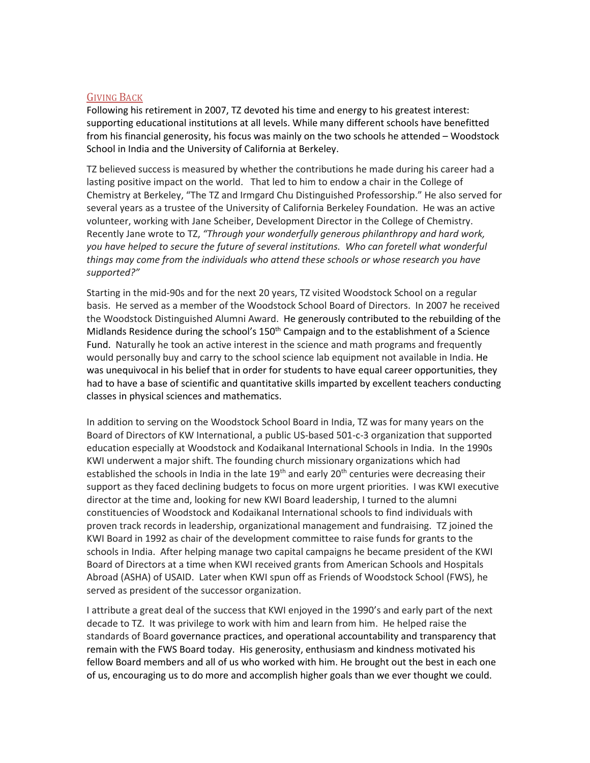## Giving Back

Following his retirement in 2007, TZ devoted his time and energy to his greatest interest: supporting educational institutions at all levels. While many different schools have benefitted from his financial generosity, his focus was mainly on the two schools he attended – Woodstock School in India and the University of California at Berkeley.

TZ believed success is measured by whether the contributions he made during his career had a lasting positive impact on the world. That led to him to endow a chair in the College of Chemistry at Berkeley, "The TZ and Irmgard Chu Distinguished Professorship." He also served for several years as a trustee of the University of California Berkeley Foundation. He was an active volunteer, working with Jane Scheiber, Development Director in the College of Chemistry. Recently Jane wrote to TZ, *"Through your wonderfully generous philanthropy and hard work, you have helped to secure the future of several institutions. Who can foretell what wonderful things may come from the individuals who attend these schools or whose research you have supported?"*

Starting in the mid-90s and for the next 20 years, TZ visited Woodstock School on a regular basis. He served as a member of the Woodstock School Board of Directors. In 2007 he received the Woodstock Distinguished Alumni Award. He generously contributed to the rebuilding of the Midlands Residence during the school's 150th Campaign and to the establishment of a Science Fund. Naturally he took an active interest in the science and math programs and frequently would personally buy and carry to the school science lab equipment not available in India. He was unequivocal in his belief that in order for students to have equal career opportunities, they had to have a base of scientific and quantitative skills imparted by excellent teachers conducting classes in physical sciences and mathematics.

In addition to serving on the Woodstock School Board in India, TZ was for many years on the Board of Directors of KW International, a public US-based 501-c-3 organization that supported education especially at Woodstock and Kodaikanal International Schools in India. In the 1990s KWI underwent a major shift. The founding church missionary organizations which had established the schools in India in the late 19th and early 20th centuries were decreasing their support as they faced declining budgets to focus on more urgent priorities. I was KWI executive director at the time and, looking for new KWI Board leadership, I turned to the alumni constituencies of Woodstock and Kodaikanal International schools to find individuals with proven track records in leadership, organizational management and fundraising. TZ joined the KWI Board in 1992 as chair of the development committee to raise funds for grants to the schools in India. After helping manage two capital campaigns he became president of the KWI Board of Directors at a time when KWI received grants from American Schools and Hospitals Abroad (ASHA) of USAID. Later when KWI spun off as Friends of Woodstock School (FWS), he served as president of the successor organization.

I attribute a great deal of the success that KWI enjoyed in the 1990's and early part of the next decade to TZ. It was privilege to work with him and learn from him. He helped raise the standards of Board governance practices, and operational accountability and transparency that remain with the FWS Board today. His generosity, enthusiasm and kindness motivated his fellow Board members and all of us who worked with him. He brought out the best in each one of us, encouraging us to do more and accomplish higher goals than we ever thought we could.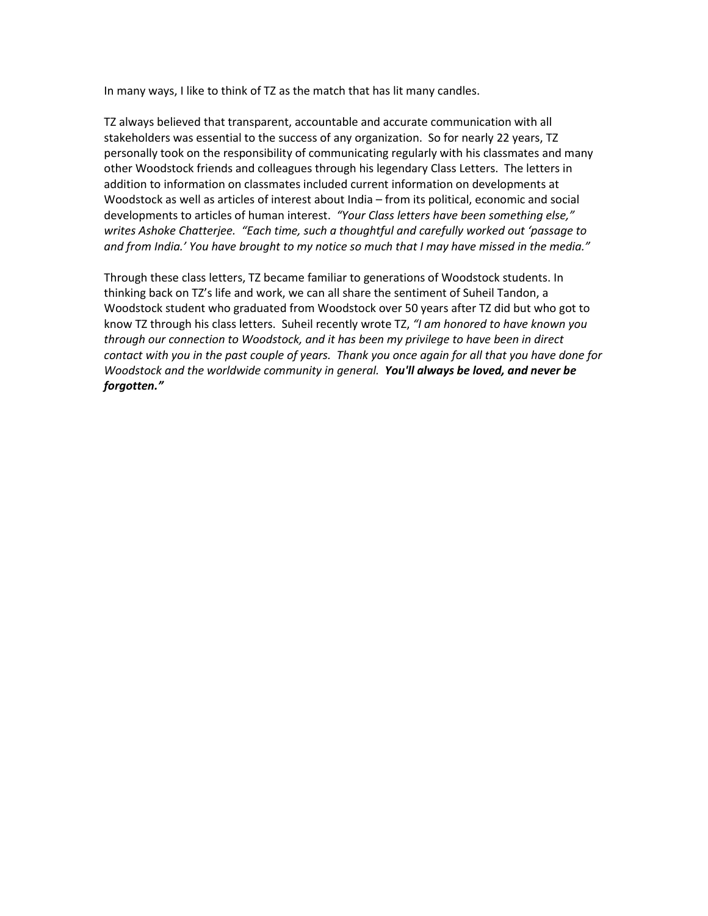In many ways, I like to think of TZ as the match that has lit many candles.

TZ always believed that transparent, accountable and accurate communication with all stakeholders was essential to the success of any organization. So for nearly 22 years, TZ personally took on the responsibility of communicating regularly with his classmates and many other Woodstock friends and colleagues through his legendary Class Letters. The letters in addition to information on classmates included current information on developments at Woodstock as well as articles of interest about India – from its political, economic and social developments to articles of human interest. *"Your Class letters have been something else," writes Ashoke Chatterjee. "Each time, such a thoughtful and carefully worked out 'passage to and from India.' You have brought to my notice so much that I may have missed in the media."*

Through these class letters, TZ became familiar to generations of Woodstock students. In thinking back on TZ's life and work, we can all share the sentiment of Suheil Tandon, a Woodstock student who graduated from Woodstock over 50 years after TZ did but who got to know TZ through his class letters. Suheil recently wrote TZ, *"I am honored to have known you through our connection to Woodstock, and it has been my privilege to have been in direct contact with you in the past couple of years. Thank you once again for all that you have done for Woodstock and the worldwide community in general.* ***You'll always be loved, and never be forgotten."***